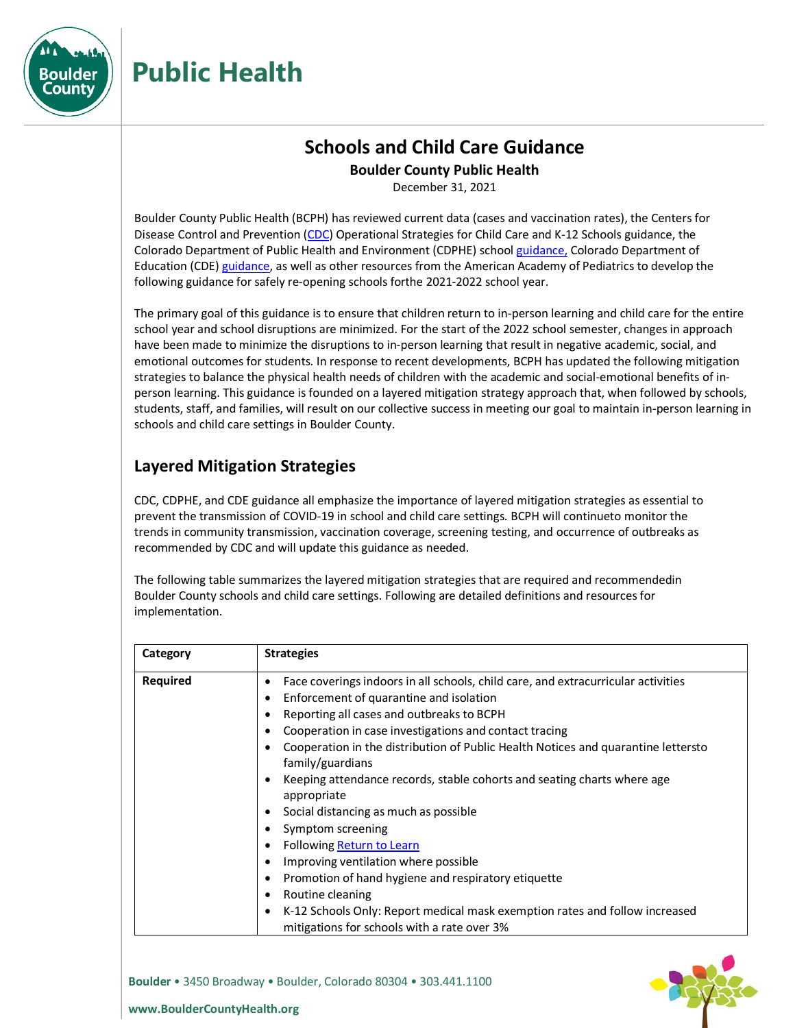# Public Health

## Schools and Child Care Guidance

**Boulder County Public Health**

December 31, 2021

Boulder County Public Health (BCPH) has reviewed current data (cases and vaccination rates), the Centers for Disease Control and Prevention (CDC) Operational Strategies for Child Care and K-12 Schools guidance, the Colorado Department of Public Health and Environment (CDPHE) school guidance, Colorado Department of Education (CDE) guidance, as well as other resources from the American Academy of Pediatrics to develop the following guidance for safely re-opening schools forthe 2021-2022 school year.

The primary goal of this guidance is to ensure that children return to in-person learning and child care for the entire school year and school disruptions are minimized. For the start of the 2022 school semester, changes in approach have been made to minimize the disruptions to in-person learning that result in negative academic, social, and emotional outcomes for students. In response to recent developments, BCPH has updated the following mitigation strategies to balance the physical health needs of children with the academic and social-emotional benefits of in-person learning. This guidance is founded on a layered mitigation strategy approach that, when followed by schools, students, staff, and families, will result on our collective success in meeting our goal to maintain in-person learning in schools and child care settings in Boulder County.

## Layered Mitigation Strategies

CDC, CDPHE, and CDE guidance all emphasize the importance of layered mitigation strategies as essential to prevent the transmission of COVID-19 in school and child care settings. BCPH will continueto monitor the trends in community transmission, vaccination coverage, screening testing, and occurrence of outbreaks as recommended by CDC and will update this guidance as needed.

The following table summarizes the layered mitigation strategies that are required and recommendedin Boulder County schools and child care settings. Following are detailed definitions and resources for implementation.

| Category | Strategies |
|---|---|
| **Required** | • Face coverings indoors in all schools, child care, and extracurricular activities<br>• Enforcement of quarantine and isolation<br>• Reporting all cases and outbreaks to BCPH<br>• Cooperation in case investigations and contact tracing<br>• Cooperation in the distribution of Public Health Notices and quarantine lettersto family/guardians<br>• Keeping attendance records, stable cohorts and seating charts where age appropriate<br>• Social distancing as much as possible<br>• Symptom screening<br>• Following Return to Learn<br>• Improving ventilation where possible<br>• Promotion of hand hygiene and respiratory etiquette<br>• Routine cleaning<br>• K-12 Schools Only: Report medical mask exemption rates and follow increased mitigations for schools with a rate over 3% |

**Boulder** • 3450 Broadway • Boulder, Colorado 80304 • 303.441.1100

**www.BoulderCountyHealth.org**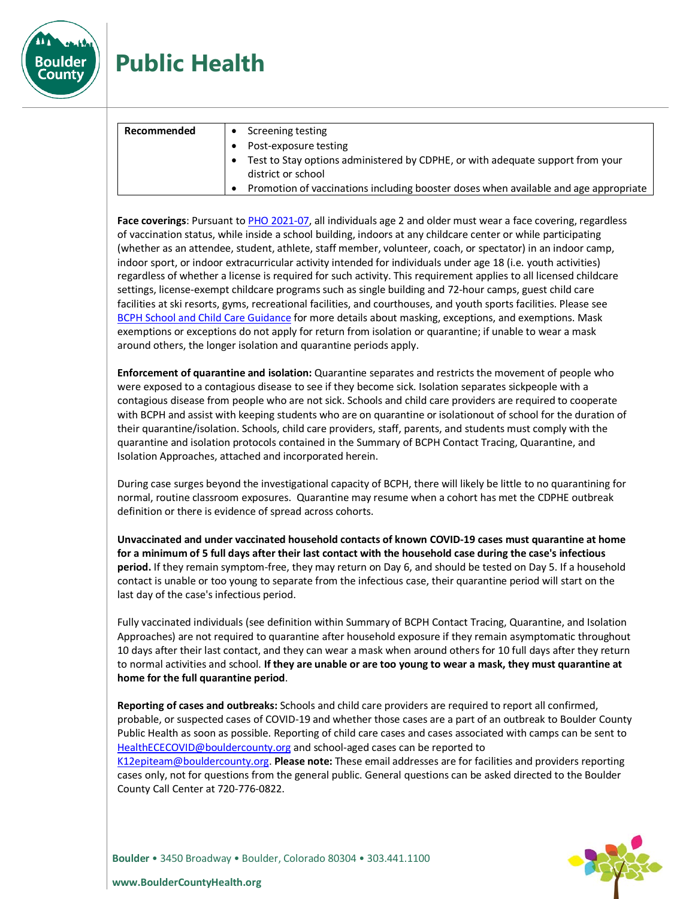| Recommended | • Screening testing<br>• Post-exposure testing<br>• Test to Stay options administered by CDPHE, or with adequate support from your district or school<br>• Promotion of vaccinations including booster doses when available and age appropriate |
|---|---|

**Face coverings**: Pursuant to PHO 2021-07, all individuals age 2 and older must wear a face covering, regardless of vaccination status, while inside a school building, indoors at any childcare center or while participating (whether as an attendee, student, athlete, staff member, volunteer, coach, or spectator) in an indoor camp, indoor sport, or indoor extracurricular activity intended for individuals under age 18 (i.e. youth activities) regardless of whether a license is required for such activity. This requirement applies to all licensed childcare settings, license-exempt childcare programs such as single building and 72-hour camps, guest child care facilities at ski resorts, gyms, recreational facilities, and courthouses, and youth sports facilities. Please see BCPH School and Child Care Guidance for more details about masking, exceptions, and exemptions. Mask exemptions or exceptions do not apply for return from isolation or quarantine; if unable to wear a mask around others, the longer isolation and quarantine periods apply.

**Enforcement of quarantine and isolation:** Quarantine separates and restricts the movement of people who were exposed to a contagious disease to see if they become sick. Isolation separates sickpeople with a contagious disease from people who are not sick. Schools and child care providers are required to cooperate with BCPH and assist with keeping students who are on quarantine or isolationout of school for the duration of their quarantine/isolation. Schools, child care providers, staff, parents, and students must comply with the quarantine and isolation protocols contained in the Summary of BCPH Contact Tracing, Quarantine, and Isolation Approaches, attached and incorporated herein.

During case surges beyond the investigational capacity of BCPH, there will likely be little to no quarantining for normal, routine classroom exposures. Quarantine may resume when a cohort has met the CDPHE outbreak definition or there is evidence of spread across cohorts.

**Unvaccinated and under vaccinated household contacts of known COVID-19 cases must quarantine at home for a minimum of 5 full days after their last contact with the household case during the case's infectious period.** If they remain symptom-free, they may return on Day 6, and should be tested on Day 5. If a household contact is unable or too young to separate from the infectious case, their quarantine period will start on the last day of the case's infectious period.

Fully vaccinated individuals (see definition within Summary of BCPH Contact Tracing, Quarantine, and Isolation Approaches) are not required to quarantine after household exposure if they remain asymptomatic throughout 10 days after their last contact, and they can wear a mask when around others for 10 full days after they return to normal activities and school. **If they are unable or are too young to wear a mask, they must quarantine at home for the full quarantine period**.

**Reporting of cases and outbreaks:** Schools and child care providers are required to report all confirmed, probable, or suspected cases of COVID-19 and whether those cases are a part of an outbreak to Boulder County Public Health as soon as possible. Reporting of child care cases and cases associated with camps can be sent to HealthECECOVID@bouldercounty.org and school-aged cases can be reported to K12epiteam@bouldercounty.org. **Please note:** These email addresses are for facilities and providers reporting cases only, not for questions from the general public. General questions can be asked directed to the Boulder County Call Center at 720-776-0822.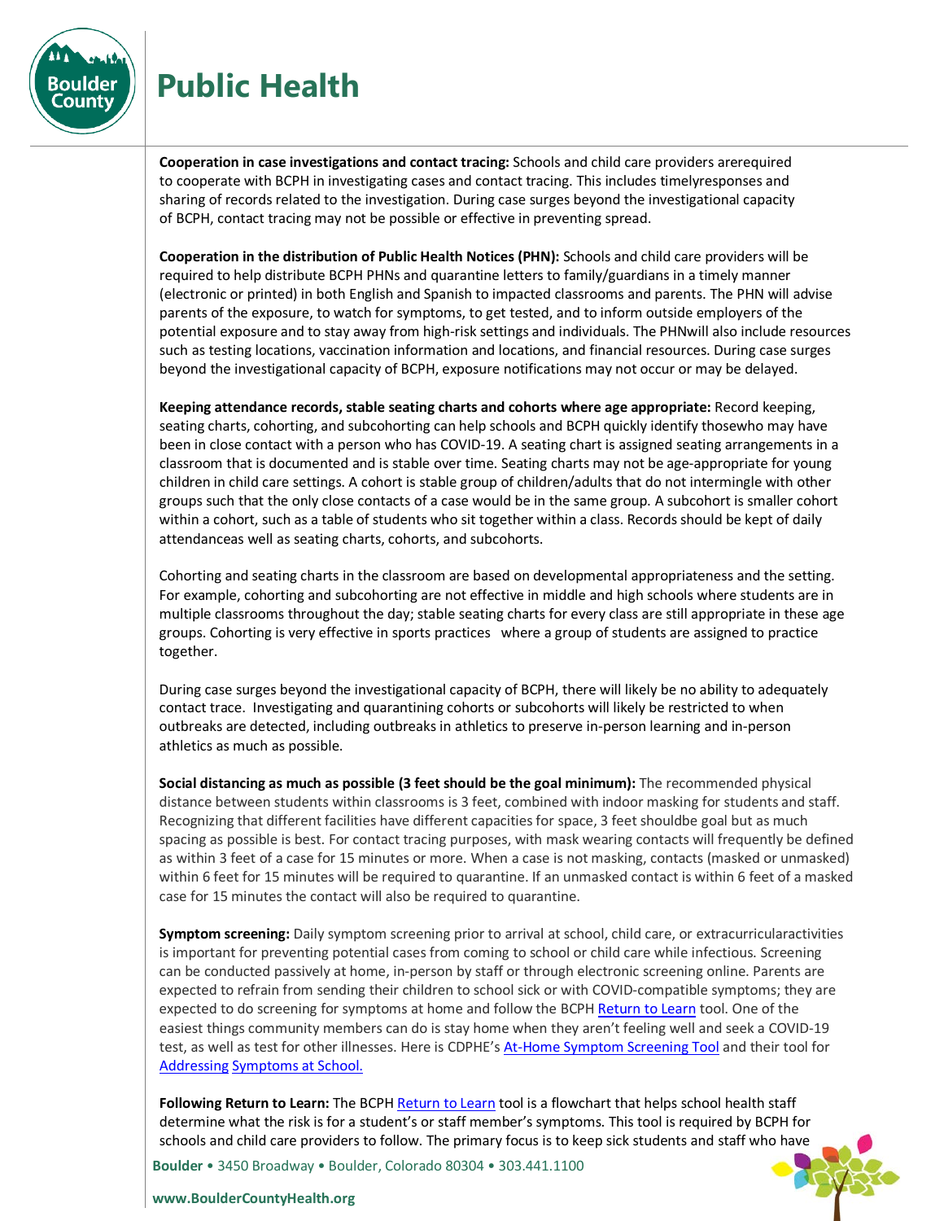**Cooperation in case investigations and contact tracing:** Schools and child care providers arerequired to cooperate with BCPH in investigating cases and contact tracing. This includes timelyresponses and sharing of records related to the investigation. During case surges beyond the investigational capacity of BCPH, contact tracing may not be possible or effective in preventing spread.

**Cooperation in the distribution of Public Health Notices (PHN):** Schools and child care providers will be required to help distribute BCPH PHNs and quarantine letters to family/guardians in a timely manner (electronic or printed) in both English and Spanish to impacted classrooms and parents. The PHN will advise parents of the exposure, to watch for symptoms, to get tested, and to inform outside employers of the potential exposure and to stay away from high-risk settings and individuals. The PHNwill also include resources such as testing locations, vaccination information and locations, and financial resources. During case surges beyond the investigational capacity of BCPH, exposure notifications may not occur or may be delayed.

**Keeping attendance records, stable seating charts and cohorts where age appropriate:** Record keeping, seating charts, cohorting, and subcohorting can help schools and BCPH quickly identify thosewho may have been in close contact with a person who has COVID-19. A seating chart is assigned seating arrangements in a classroom that is documented and is stable over time. Seating charts may not be age-appropriate for young children in child care settings. A cohort is stable group of children/adults that do not intermingle with other groups such that the only close contacts of a case would be in the same group. A subcohort is smaller cohort within a cohort, such as a table of students who sit together within a class. Records should be kept of daily attendanceas well as seating charts, cohorts, and subcohorts.

Cohorting and seating charts in the classroom are based on developmental appropriateness and the setting. For example, cohorting and subcohorting are not effective in middle and high schools where students are in multiple classrooms throughout the day; stable seating charts for every class are still appropriate in these age groups. Cohorting is very effective in sports practices where a group of students are assigned to practice together.

During case surges beyond the investigational capacity of BCPH, there will likely be no ability to adequately contact trace. Investigating and quarantining cohorts or subcohorts will likely be restricted to when outbreaks are detected, including outbreaks in athletics to preserve in-person learning and in-person athletics as much as possible.

**Social distancing as much as possible (3 feet should be the goal minimum):** The recommended physical distance between students within classrooms is 3 feet, combined with indoor masking for students and staff. Recognizing that different facilities have different capacities for space, 3 feet shouldbe goal but as much spacing as possible is best. For contact tracing purposes, with mask wearing contacts will frequently be defined as within 3 feet of a case for 15 minutes or more. When a case is not masking, contacts (masked or unmasked) within 6 feet for 15 minutes will be required to quarantine. If an unmasked contact is within 6 feet of a masked case for 15 minutes the contact will also be required to quarantine.

**Symptom screening:** Daily symptom screening prior to arrival at school, child care, or extracurricularactivities is important for preventing potential cases from coming to school or child care while infectious. Screening can be conducted passively at home, in-person by staff or through electronic screening online. Parents are expected to refrain from sending their children to school sick or with COVID-compatible symptoms; they are expected to do screening for symptoms at home and follow the BCPH Return to Learn tool. One of the easiest things community members can do is stay home when they aren't feeling well and seek a COVID-19 test, as well as test for other illnesses. Here is CDPHE's At-Home Symptom Screening Tool and their tool for Addressing Symptoms at School.

**Following Return to Learn:** The BCPH Return to Learn tool is a flowchart that helps school health staff determine what the risk is for a student's or staff member's symptoms. This tool is required by BCPH for schools and child care providers to follow. The primary focus is to keep sick students and staff who have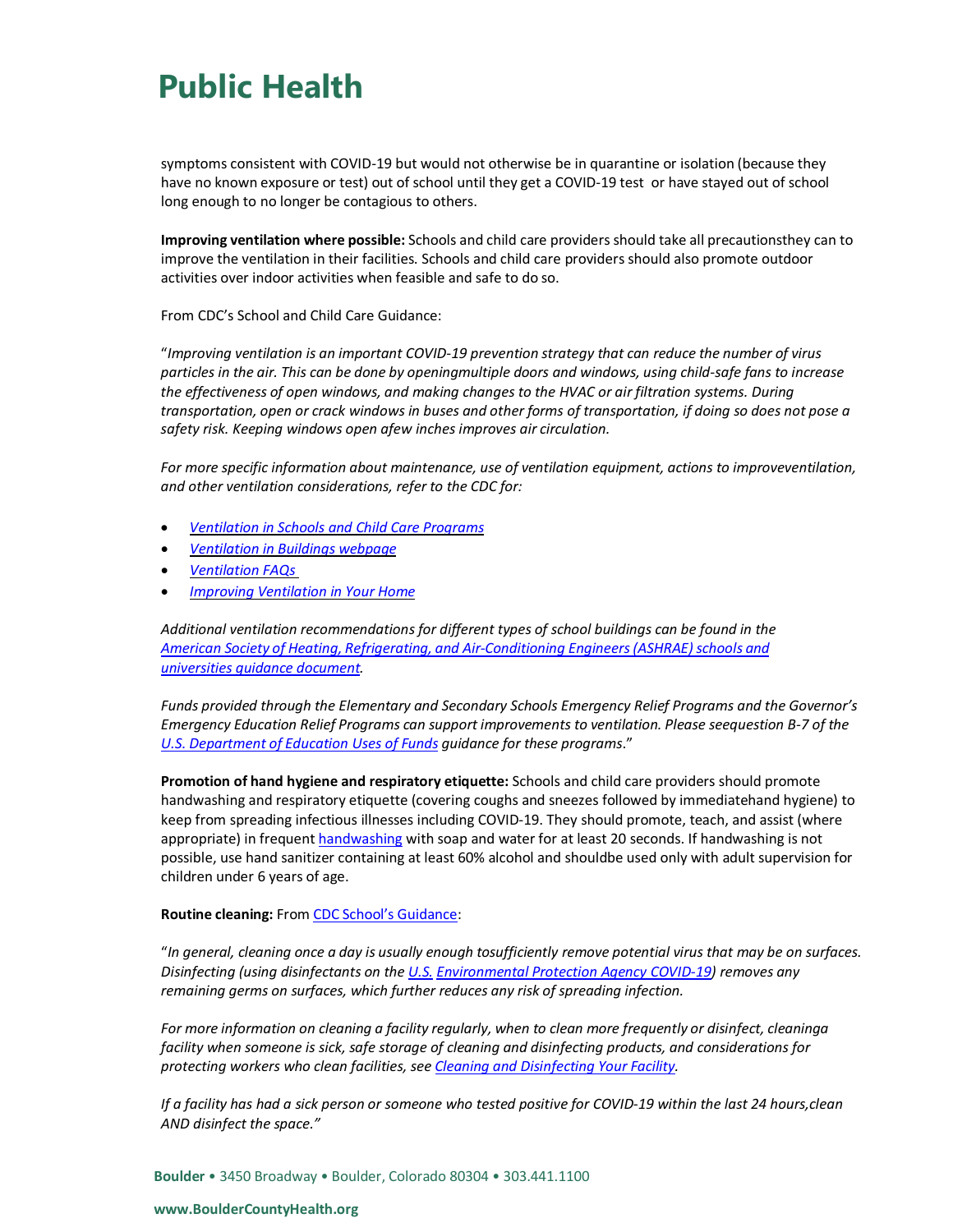symptoms consistent with COVID-19 but would not otherwise be in quarantine or isolation (because they have no known exposure or test) out of school until they get a COVID-19 test or have stayed out of school long enough to no longer be contagious to others.

**Improving ventilation where possible:** Schools and child care providers should take all precautionsthey can to improve the ventilation in their facilities. Schools and child care providers should also promote outdoor activities over indoor activities when feasible and safe to do so.

From CDC's School and Child Care Guidance:

"*Improving ventilation is an important COVID-19 prevention strategy that can reduce the number of virus particles in the air. This can be done by openingmultiple doors and windows, using child-safe fans to increase the effectiveness of open windows, and making changes to the HVAC or air filtration systems. During transportation, open or crack windows in buses and other forms of transportation, if doing so does not pose a safety risk. Keeping windows open afew inches improves air circulation.*

*For more specific information about maintenance, use of ventilation equipment, actions to improveventilation, and other ventilation considerations, refer to the CDC for:*

- *Ventilation in Schools and Child Care Programs*
- *Ventilation in Buildings webpage*
- *Ventilation FAQs*
- *Improving Ventilation in Your Home*

*Additional ventilation recommendations for different types of school buildings can be found in the American Society of Heating, Refrigerating, and Air-Conditioning Engineers (ASHRAE) schools and universities guidance document.*

*Funds provided through the Elementary and Secondary Schools Emergency Relief Programs and the Governor's Emergency Education Relief Programs can support improvements to ventilation. Please seequestion B-7 of the U.S. Department of Education Uses of Funds guidance for these programs*."

**Promotion of hand hygiene and respiratory etiquette:** Schools and child care providers should promote handwashing and respiratory etiquette (covering coughs and sneezes followed by immediatehand hygiene) to keep from spreading infectious illnesses including COVID-19. They should promote, teach, and assist (where appropriate) in frequent handwashing with soap and water for at least 20 seconds. If handwashing is not possible, use hand sanitizer containing at least 60% alcohol and shouldbe used only with adult supervision for children under 6 years of age.

**Routine cleaning:** From CDC School's Guidance:

"*In general, cleaning once a day is usually enough tosufficiently remove potential virus that may be on surfaces. Disinfecting (using disinfectants on the U.S. Environmental Protection Agency COVID-19) removes any remaining germs on surfaces, which further reduces any risk of spreading infection.*

*For more information on cleaning a facility regularly, when to clean more frequently or disinfect, cleaninga facility when someone is sick, safe storage of cleaning and disinfecting products, and considerations for protecting workers who clean facilities, see Cleaning and Disinfecting Your Facility.*

*If a facility has had a sick person or someone who tested positive for COVID-19 within the last 24 hours,clean AND disinfect the space."*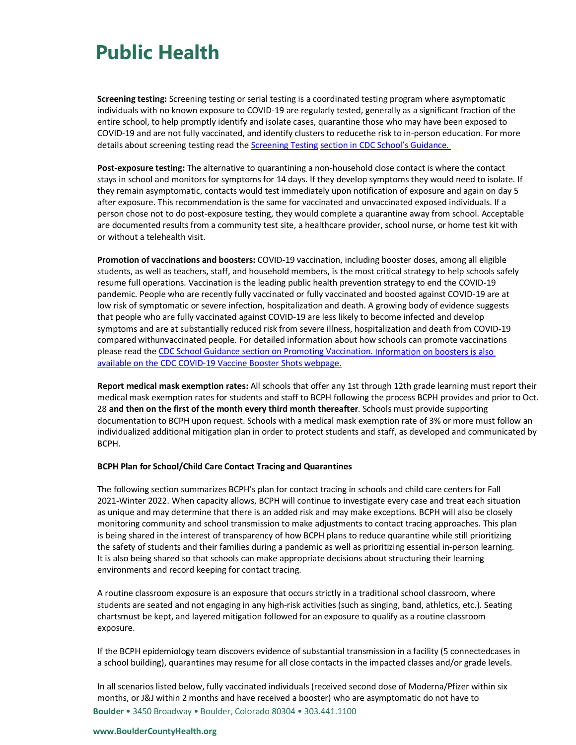**Screening testing:** Screening testing or serial testing is a coordinated testing program where asymptomatic individuals with no known exposure to COVID-19 are regularly tested, generally as a significant fraction of the entire school, to help promptly identify and isolate cases, quarantine those who may have been exposed to COVID-19 and are not fully vaccinated, and identify clusters to reducethe risk to in-person education. For more details about screening testing read the [Screening Testing section in CDC School's Guidance.]()

**Post-exposure testing:** The alternative to quarantining a non-household close contact is where the contact stays in school and monitors for symptoms for 14 days. If they develop symptoms they would need to isolate. If they remain asymptomatic, contacts would test immediately upon notification of exposure and again on day 5 after exposure. This recommendation is the same for vaccinated and unvaccinated exposed individuals. If a person chose not to do post-exposure testing, they would complete a quarantine away from school. Acceptable are documented results from a community test site, a healthcare provider, school nurse, or home test kit with or without a telehealth visit.

**Promotion of vaccinations and boosters:** COVID-19 vaccination, including booster doses, among all eligible students, as well as teachers, staff, and household members, is the most critical strategy to help schools safely resume full operations. Vaccination is the leading public health prevention strategy to end the COVID-19 pandemic. People who are recently fully vaccinated or fully vaccinated and boosted against COVID-19 are at low risk of symptomatic or severe infection, hospitalization and death. A growing body of evidence suggests that people who are fully vaccinated against COVID-19 are less likely to become infected and develop symptoms and are at substantially reduced risk from severe illness, hospitalization and death from COVID-19 compared withunvaccinated people. For detailed information about how schools can promote vaccinations please read the [CDC School Guidance section on Promoting Vaccination. Information on boosters is also available on the CDC COVID-19 Vaccine Booster Shots webpage.]()

**Report medical mask exemption rates:** All schools that offer any 1st through 12th grade learning must report their medical mask exemption rates for students and staff to BCPH following the process BCPH provides and prior to Oct. 28 **and then on the first of the month every third month thereafter**. Schools must provide supporting documentation to BCPH upon request. Schools with a medical mask exemption rate of 3% or more must follow an individualized additional mitigation plan in order to protect students and staff, as developed and communicated by BCPH.

**BCPH Plan for School/Child Care Contact Tracing and Quarantines**

The following section summarizes BCPH's plan for contact tracing in schools and child care centers for Fall 2021-Winter 2022. When capacity allows, BCPH will continue to investigate every case and treat each situation as unique and may determine that there is an added risk and may make exceptions. BCPH will also be closely monitoring community and school transmission to make adjustments to contact tracing approaches. This plan is being shared in the interest of transparency of how BCPH plans to reduce quarantine while still prioritizing the safety of students and their families during a pandemic as well as prioritizing essential in-person learning. It is also being shared so that schools can make appropriate decisions about structuring their learning environments and record keeping for contact tracing.

A routine classroom exposure is an exposure that occurs strictly in a traditional school classroom, where students are seated and not engaging in any high-risk activities (such as singing, band, athletics, etc.). Seating chartsmust be kept, and layered mitigation followed for an exposure to qualify as a routine classroom exposure.

If the BCPH epidemiology team discovers evidence of substantial transmission in a facility (5 connectedcases in a school building), quarantines may resume for all close contacts in the impacted classes and/or grade levels.

In all scenarios listed below, fully vaccinated individuals (received second dose of Moderna/Pfizer within six months, or J&J within 2 months and have received a booster) who are asymptomatic do not have to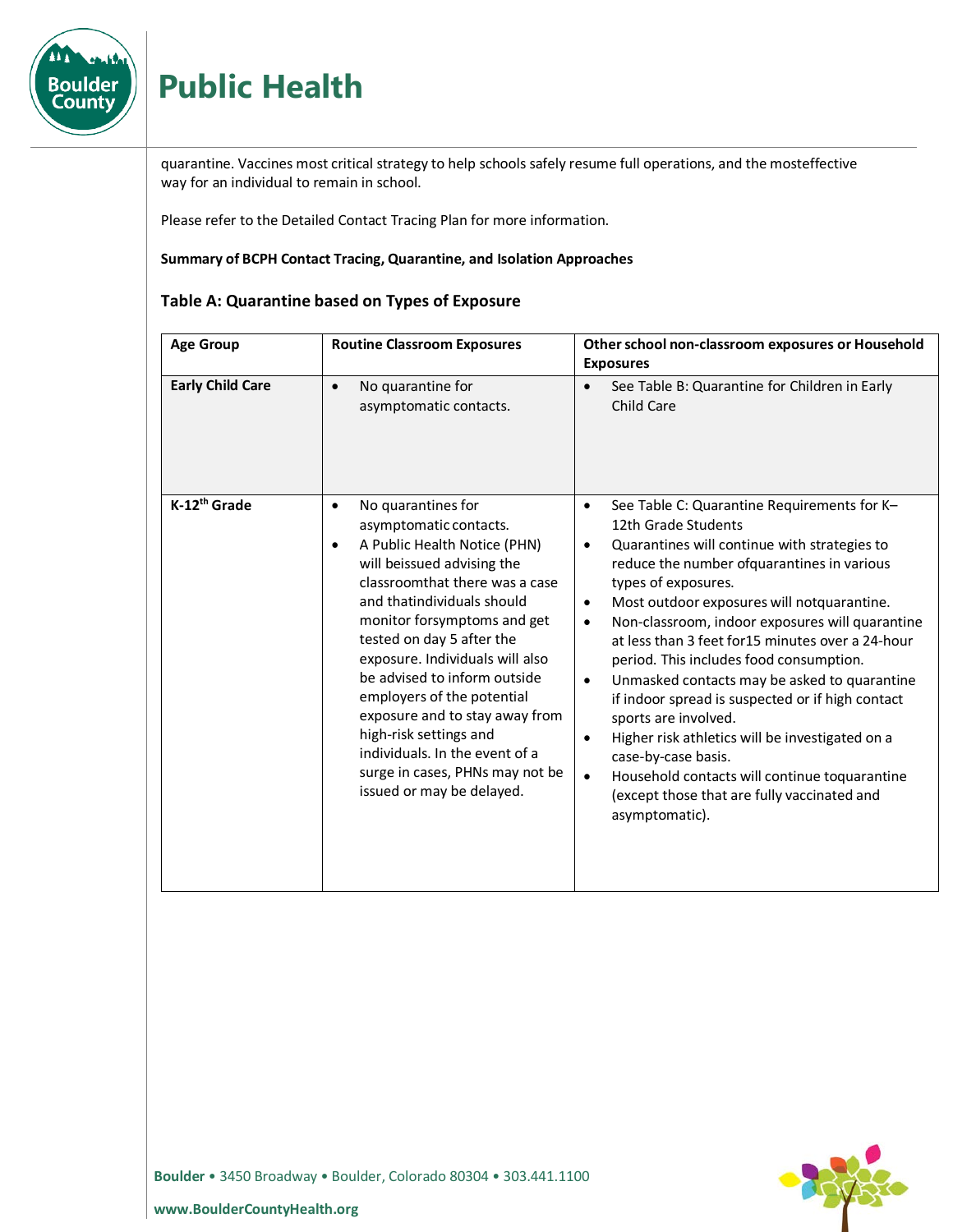quarantine. Vaccines most critical strategy to help schools safely resume full operations, and the mosteffective way for an individual to remain in school.

Please refer to the Detailed Contact Tracing Plan for more information.

**Summary of BCPH Contact Tracing, Quarantine, and Isolation Approaches**

### Table A: Quarantine based on Types of Exposure

| Age Group | Routine Classroom Exposures | Other school non-classroom exposures or Household Exposures |
|---|---|---|
| **Early Child Care** | • No quarantine for asymptomatic contacts. | • See Table B: Quarantine for Children in Early Child Care |
| **K-12th Grade** | • No quarantines for asymptomatic contacts.<br>• A Public Health Notice (PHN) will beissued advising the classroomthat there was a case and thatindividuals should monitor forsymptoms and get tested on day 5 after the exposure. Individuals will also be advised to inform outside employers of the potential exposure and to stay away from high-risk settings and individuals. In the event of a surge in cases, PHNs may not be issued or may be delayed. | • See Table C: Quarantine Requirements for K–12th Grade Students<br>• Quarantines will continue with strategies to reduce the number ofquarantines in various types of exposures.<br>• Most outdoor exposures will notquarantine.<br>• Non-classroom, indoor exposures will quarantine at less than 3 feet for15 minutes over a 24-hour period. This includes food consumption.<br>• Unmasked contacts may be asked to quarantine if indoor spread is suspected or if high contact sports are involved.<br>• Higher risk athletics will be investigated on a case-by-case basis.<br>• Household contacts will continue toquarantine (except those that are fully vaccinated and asymptomatic). |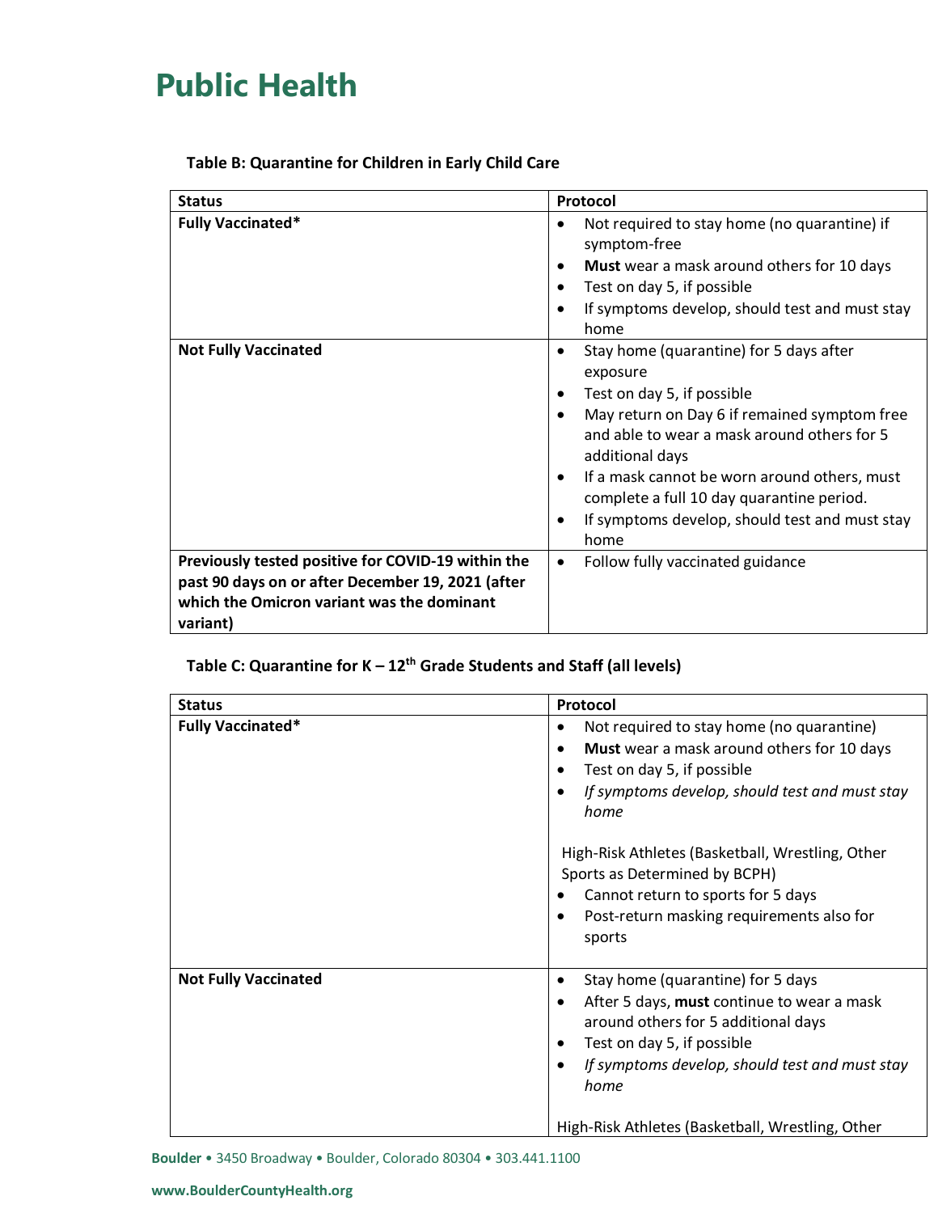# Public Health

**Table B: Quarantine for Children in Early Child Care**

| Status | Protocol |
|---|---|
| **Fully Vaccinated*** | • Not required to stay home (no quarantine) if symptom-free<br>• **Must** wear a mask around others for 10 days<br>• Test on day 5, if possible<br>• If symptoms develop, should test and must stay home |
| **Not Fully Vaccinated** | • Stay home (quarantine) for 5 days after exposure<br>• Test on day 5, if possible<br>• May return on Day 6 if remained symptom free and able to wear a mask around others for 5 additional days<br>• If a mask cannot be worn around others, must complete a full 10 day quarantine period.<br>• If symptoms develop, should test and must stay home |
| **Previously tested positive for COVID-19 within the past 90 days on or after December 19, 2021 (after which the Omicron variant was the dominant variant)** | • Follow fully vaccinated guidance |

**Table C: Quarantine for K – 12th Grade Students and Staff (all levels)**

| Status | Protocol |
|---|---|
| **Fully Vaccinated*** | • Not required to stay home (no quarantine)<br>• **Must** wear a mask around others for 10 days<br>• Test on day 5, if possible<br>• *If symptoms develop, should test and must stay home*<br><br>High-Risk Athletes (Basketball, Wrestling, Other Sports as Determined by BCPH)<br>• Cannot return to sports for 5 days<br>• Post-return masking requirements also for sports |
| **Not Fully Vaccinated** | • Stay home (quarantine) for 5 days<br>• After 5 days, **must** continue to wear a mask around others for 5 additional days<br>• Test on day 5, if possible<br>• *If symptoms develop, should test and must stay home*<br><br>High-Risk Athletes (Basketball, Wrestling, Other |

**Boulder** • 3450 Broadway • Boulder, Colorado 80304 • 303.441.1100

**www.BoulderCountyHealth.org**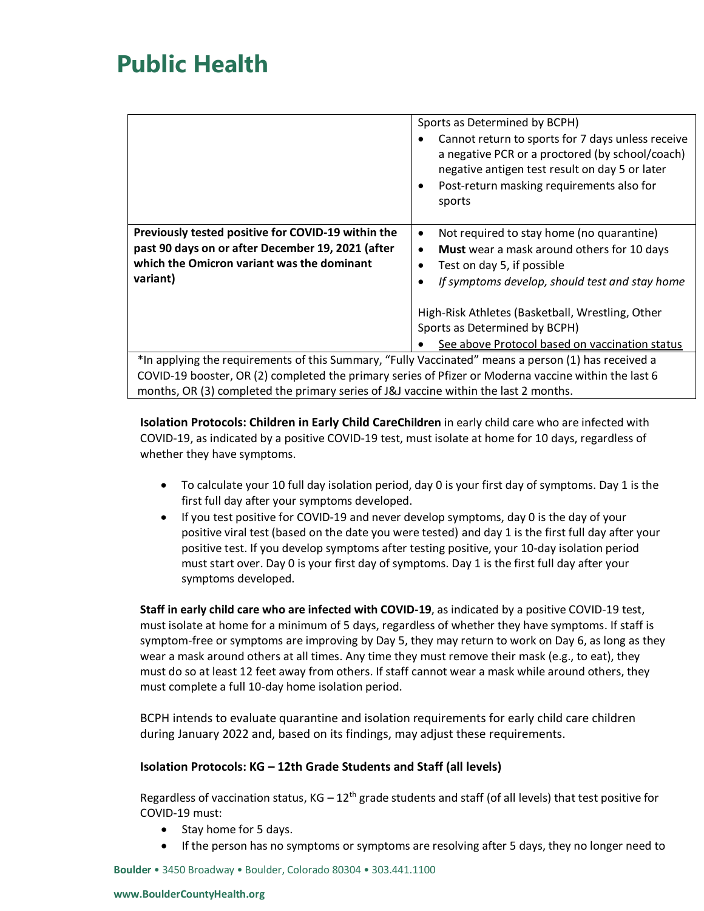| | |
|---|---|
| | Sports as Determined by BCPH)<br>• Cannot return to sports for 7 days unless receive a negative PCR or a proctored (by school/coach) negative antigen test result on day 5 or later<br>• Post-return masking requirements also for sports |
| **Previously tested positive for COVID-19 within the past 90 days on or after December 19, 2021 (after which the Omicron variant was the dominant variant)** | • Not required to stay home (no quarantine)<br>• **Must** wear a mask around others for 10 days<br>• Test on day 5, if possible<br>• *If symptoms develop, should test and stay home*<br><br>High-Risk Athletes (Basketball, Wrestling, Other Sports as Determined by BCPH)<br>• See above Protocol based on vaccination status |
| *In applying the requirements of this Summary, "Fully Vaccinated" means a person (1) has received a COVID-19 booster, OR (2) completed the primary series of Pfizer or Moderna vaccine within the last 6 months, OR (3) completed the primary series of J&J vaccine within the last 2 months. | |

**Isolation Protocols: Children in Early Child CareChildren** in early child care who are infected with COVID-19, as indicated by a positive COVID-19 test, must isolate at home for 10 days, regardless of whether they have symptoms.

- To calculate your 10 full day isolation period, day 0 is your first day of symptoms. Day 1 is the first full day after your symptoms developed.
- If you test positive for COVID-19 and never develop symptoms, day 0 is the day of your positive viral test (based on the date you were tested) and day 1 is the first full day after your positive test. If you develop symptoms after testing positive, your 10-day isolation period must start over. Day 0 is your first day of symptoms. Day 1 is the first full day after your symptoms developed.

**Staff in early child care who are infected with COVID-19**, as indicated by a positive COVID-19 test, must isolate at home for a minimum of 5 days, regardless of whether they have symptoms. If staff is symptom-free or symptoms are improving by Day 5, they may return to work on Day 6, as long as they wear a mask around others at all times. Any time they must remove their mask (e.g., to eat), they must do so at least 12 feet away from others. If staff cannot wear a mask while around others, they must complete a full 10-day home isolation period.

BCPH intends to evaluate quarantine and isolation requirements for early child care children during January 2022 and, based on its findings, may adjust these requirements.

**Isolation Protocols: KG – 12th Grade Students and Staff (all levels)**

Regardless of vaccination status, KG – 12$^{th}$ grade students and staff (of all levels) that test positive for COVID-19 must:

- Stay home for 5 days.
- If the person has no symptoms or symptoms are resolving after 5 days, they no longer need to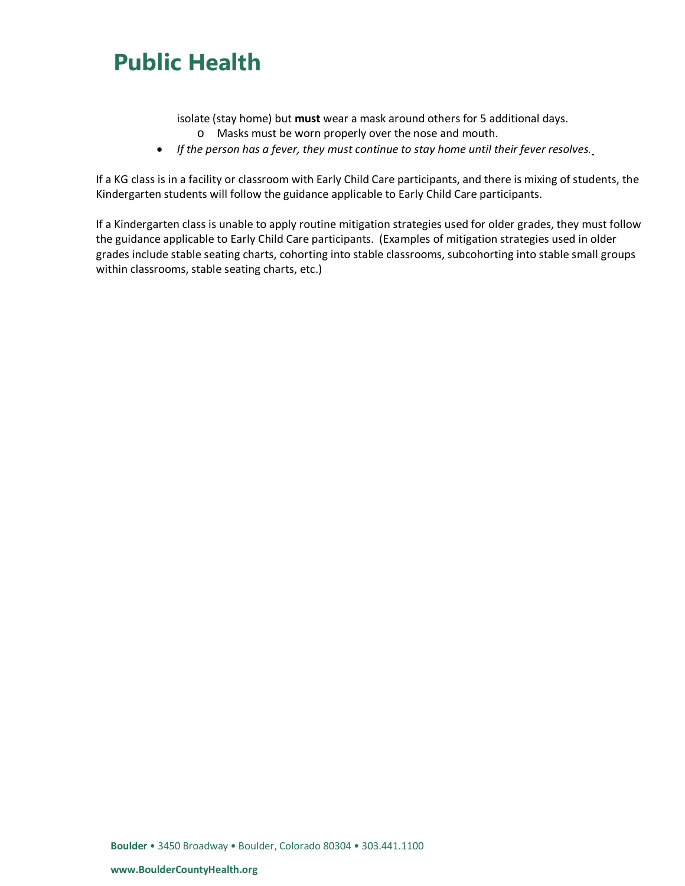isolate (stay home) but **must** wear a mask around others for 5 additional days.
   - Masks must be worn properly over the nose and mouth.
- *If the person has a fever, they must continue to stay home until their fever resolves.*

If a KG class is in a facility or classroom with Early Child Care participants, and there is mixing of students, the Kindergarten students will follow the guidance applicable to Early Child Care participants.

If a Kindergarten class is unable to apply routine mitigation strategies used for older grades, they must follow the guidance applicable to Early Child Care participants. (Examples of mitigation strategies used in older grades include stable seating charts, cohorting into stable classrooms, subcohorting into stable small groups within classrooms, stable seating charts, etc.)